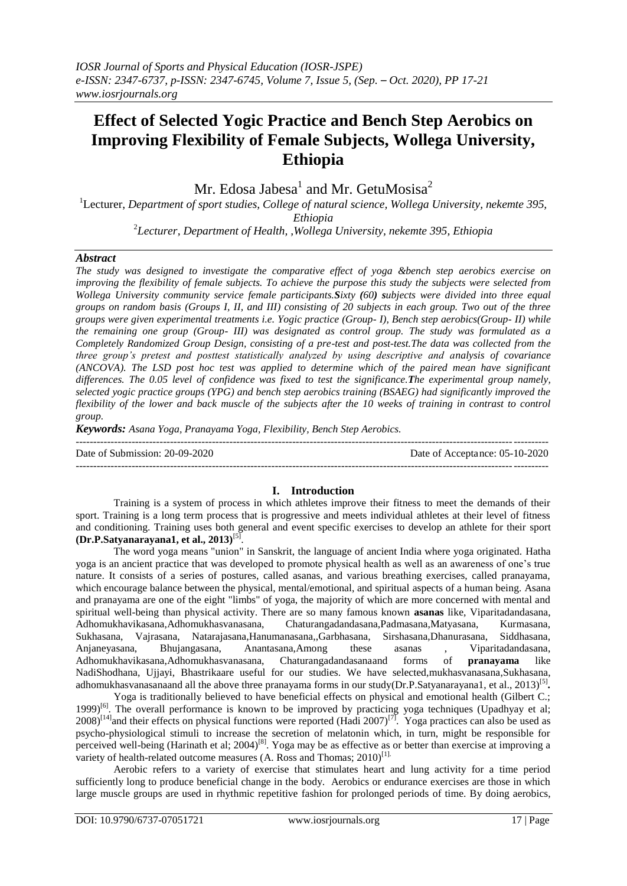# Effect of Selected Yogic Practice and Bench Step Aerobics on Improving Flexibility of Female Subjects, Wollega University, Ethiopia

Mr. Edosa Jabesa[1] and Mr. GetuMosisa[2]

[1]Lecturer, *Department of sport studies, College of natural science, Wollega University, nekemte 395, Ethiopia*

[2]*Lecturer, Department of Health, ,Wollega University, nekemte 395, Ethiopia*

### *Abstract*

*The study was designed to investigate the comparative effect of yoga &bench step aerobics exercise on improving the flexibility of female subjects. To achieve the purpose this study the subjects were selected from Wollega University community service female participants.**S**ixty **(60) s**ubjects were divided into three equal groups on random basis (Groups I, II, and III) consisting of 20 subjects in each group. Two out of the three groups were given experimental treatments i.e. Yogic practice (Group- I), Bench step aerobics(Group- II) while the remaining one group (Group- III) was designated as control group. The study was formulated as a Completely Randomized Group Design, consisting of a pre-test and post-test.The data was collected from the three group's pretest and posttest statistically analyzed by using descriptive and analysis of covariance (ANCOVA). The LSD post hoc test was applied to determine which of the paired mean have significant differences. The 0.05 level of confidence was fixed to test the significance.**T**he experimental group namely, selected yogic practice groups (YPG) and bench step aerobics training (BSAEG) had significantly improved the flexibility of the lower and back muscle of the subjects after the 10 weeks of training in contrast to control group.*

***Keywords:*** *Asana Yoga, Pranayama Yoga, Flexibility, Bench Step Aerobics.*

---

Date of Submission: 20-09-2020 Date of Acceptance: 05-10-2020

---

## I. Introduction

Training is a system of process in which athletes improve their fitness to meet the demands of their sport. Training is a long term process that is progressive and meets individual athletes at their level of fitness and conditioning. Training uses both general and event specific exercises to develop an athlete for their sport **(Dr.P.Satyanarayana1, et al., 2013)**[5].

The word yoga means "union" in Sanskrit, the language of ancient India where yoga originated. Hatha yoga is an ancient practice that was developed to promote physical health as well as an awareness of one's true nature. It consists of a series of postures, called asanas, and various breathing exercises, called pranayama, which encourage balance between the physical, mental/emotional, and spiritual aspects of a human being. Asana and pranayama are one of the eight "limbs" of yoga, the majority of which are more concerned with mental and spiritual well-being than physical activity. There are so many famous known **asanas** like, Viparitadandasana, Adhomukhavikasana,Adhomukhasvanasana, Chaturangadandasana,Padmasana,Matyasana, Kurmasana, Sukhasana, Vajrasana, Natarajasana,Hanumanasana,,Garbhasana, Sirshasana,Dhanurasana, Siddhasana, Anjaneyasana, Bhujangasana, Anantasana,Among these asanas , Viparitadandasana, Adhomukhavikasana,Adhomukhasvanasana, Chaturangadandasanaand forms of **pranayama** like NadiShodhana, Ujjayi, Bhastrikaare useful for our studies. We have selected,mukhasvanasana,Sukhasana, adhomukhasvanasanaand all the above three pranayama forms in our study(Dr.P.Satyanarayana1, et al., 2013)[5]**.**

Yoga is traditionally believed to have beneficial effects on physical and emotional health (Gilbert C.; 1999)[6]. The overall performance is known to be improved by practicing yoga techniques (Upadhyay et al; 2008)[14]and their effects on physical functions were reported (Hadi 2007)[7]. Yoga practices can also be used as psycho-physiological stimuli to increase the secretion of melatonin which, in turn, might be responsible for perceived well-being (Harinath et al; 2004)[8]. Yoga may be as effective as or better than exercise at improving a variety of health-related outcome measures (A. Ross and Thomas; 2010)[11].

Aerobic refers to a variety of exercise that stimulates heart and lung activity for a time period sufficiently long to produce beneficial change in the body. Aerobics or endurance exercises are those in which large muscle groups are used in rhythmic repetitive fashion for prolonged periods of time. By doing aerobics,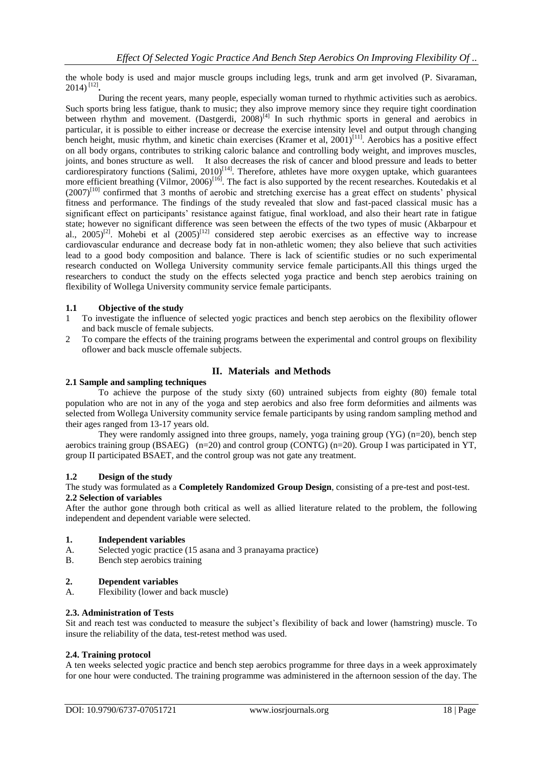the whole body is used and major muscle groups including legs, trunk and arm get involved (P. Sivaraman, 2014) [12].

During the recent years, many people, especially woman turned to rhythmic activities such as aerobics. Such sports bring less fatigue, thank to music; they also improve memory since they require tight coordination between rhythm and movement. (Dastgerdi, 2008)[4] In such rhythmic sports in general and aerobics in particular, it is possible to either increase or decrease the exercise intensity level and output through changing bench height, music rhythm, and kinetic chain exercises (Kramer et al, 2001)[11]. Aerobics has a positive effect on all body organs, contributes to striking caloric balance and controlling body weight, and improves muscles, joints, and bones structure as well. It also decreases the risk of cancer and blood pressure and leads to better cardiorespiratory functions (Salimi, 2010)[14]. Therefore, athletes have more oxygen uptake, which guarantees more efficient breathing (Vilmor, 2006)[16]. The fact is also supported by the recent researches. Koutedakis et al (2007)[10] confirmed that 3 months of aerobic and stretching exercise has a great effect on students' physical fitness and performance. The findings of the study revealed that slow and fast-paced classical music has a significant effect on participants' resistance against fatigue, final workload, and also their heart rate in fatigue state; however no significant difference was seen between the effects of the two types of music (Akbarpour et al., 2005)[2]. Mohebi et al (2005)[12] considered step aerobic exercises as an effective way to increase cardiovascular endurance and decrease body fat in non-athletic women; they also believe that such activities lead to a good body composition and balance. There is lack of scientific studies or no such experimental research conducted on Wollega University community service female participants.All this things urged the researchers to conduct the study on the effects selected yoga practice and bench step aerobics training on flexibility of Wollega University community service female participants.

### 1.1 Objective of the study

1. To investigate the influence of selected yogic practices and bench step aerobics on the flexibility oflower and back muscle of female subjects.
2. To compare the effects of the training programs between the experimental and control groups on flexibility oflower and back muscle offemale subjects.

## II. Materials and Methods

### 2.1 Sample and sampling techniques

To achieve the purpose of the study sixty (60) untrained subjects from eighty (80) female total population who are not in any of the yoga and step aerobics and also free form deformities and ailments was selected from Wollega University community service female participants by using random sampling method and their ages ranged from 13-17 years old.

They were randomly assigned into three groups, namely, yoga training group (YG) (n=20), bench step aerobics training group (BSAEG) (n=20) and control group (CONTG) (n=20). Group I was participated in YT, group II participated BSAET, and the control group was not gate any treatment.

### 1.2 Design of the study

The study was formulated as a **Completely Randomized Group Design**, consisting of a pre-test and post-test.

### 2.2 Selection of variables

After the author gone through both critical as well as allied literature related to the problem, the following independent and dependent variable were selected.

### 1. Independent variables

A. Selected yogic practice (15 asana and 3 pranayama practice)
B. Bench step aerobics training

### 2. Dependent variables

A. Flexibility (lower and back muscle)

### 2.3. Administration of Tests

Sit and reach test was conducted to measure the subject's flexibility of back and lower (hamstring) muscle. To insure the reliability of the data, test-retest method was used.

### 2.4. Training protocol

A ten weeks selected yogic practice and bench step aerobics programme for three days in a week approximately for one hour were conducted. The training programme was administered in the afternoon session of the day. The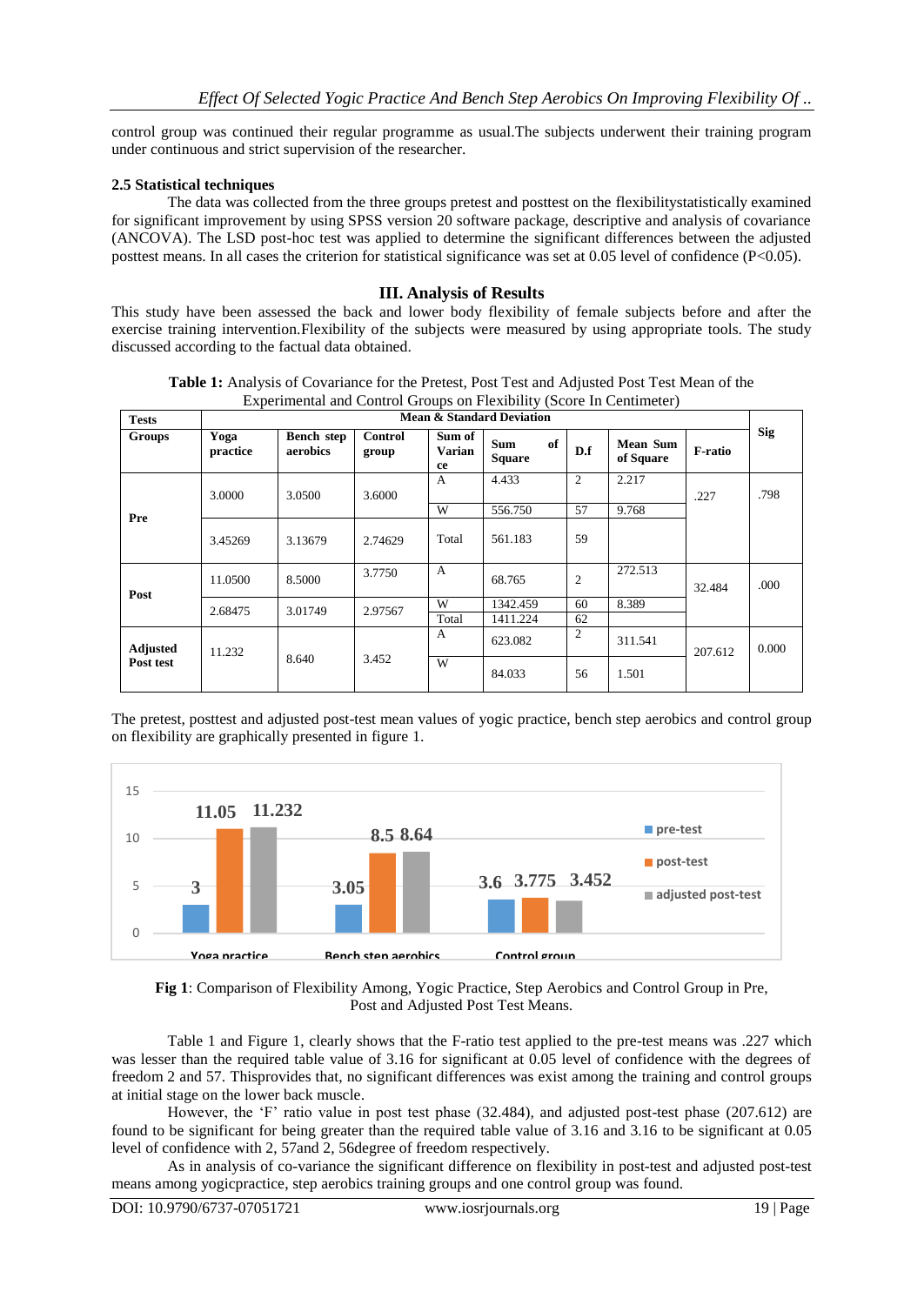control group was continued their regular programme as usual.The subjects underwent their training program under continuous and strict supervision of the researcher.

**2.5 Statistical techniques**

The data was collected from the three groups pretest and posttest on the flexibilitystatistically examined for significant improvement by using SPSS version 20 software package, descriptive and analysis of covariance (ANCOVA). The LSD post-hoc test was applied to determine the significant differences between the adjusted posttest means. In all cases the criterion for statistical significance was set at 0.05 level of confidence (P<0.05).

## III. Analysis of Results

This study have been assessed the back and lower body flexibility of female subjects before and after the exercise training intervention.Flexibility of the subjects were measured by using appropriate tools. The study discussed according to the factual data obtained.

**Table 1:** Analysis of Covariance for the Pretest, Post Test and Adjusted Post Test Mean of the Experimental and Control Groups on Flexibility (Score In Centimeter)

| Tests | Mean & Standard Deviation | | | | | | | | Sig |
|---|---|---|---|---|---|---|---|---|---|
| Groups | Yoga practice | Bench step aerobics | Control group | Sum of Variance | Sum of Square | D.f | Mean Sum of Square | F-ratio | |
| Pre | 3.0000 | 3.0500 | 3.6000 | A | 4.433 | 2 | 2.217 | .227 | .798 |
| | | | | W | 556.750 | 57 | 9.768 | | |
| | 3.45269 | 3.13679 | 2.74629 | Total | 561.183 | 59 | | | |
| Post | 11.0500 | 8.5000 | 3.7750 | A | 68.765 | 2 | 272.513 | 32.484 | .000 |
| | 2.68475 | 3.01749 | 2.97567 | W | 1342.459 | 60 | 8.389 | | |
| | | | | Total | 1411.224 | 62 | | | |
| Adjusted Post test | 11.232 | 8.640 | 3.452 | A | 623.082 | 2 | 311.541 | 207.612 | 0.000 |
| | | | | W | 84.033 | 56 | 1.501 | | |

The pretest, posttest and adjusted post-test mean values of yogic practice, bench step aerobics and control group on flexibility are graphically presented in figure 1.

**Fig 1**: Comparison of Flexibility Among, Yogic Practice, Step Aerobics and Control Group in Pre, Post and Adjusted Post Test Means.

Table 1 and Figure 1, clearly shows that the F-ratio test applied to the pre-test means was .227 which was lesser than the required table value of 3.16 for significant at 0.05 level of confidence with the degrees of freedom 2 and 57. Thisprovides that, no significant differences was exist among the training and control groups at initial stage on the lower back muscle.

However, the 'F' ratio value in post test phase (32.484), and adjusted post-test phase (207.612) are found to be significant for being greater than the required table value of 3.16 and 3.16 to be significant at 0.05 level of confidence with 2, 57and 2, 56degree of freedom respectively.

As in analysis of co-variance the significant difference on flexibility in post-test and adjusted post-test means among yogicpractice, step aerobics training groups and one control group was found.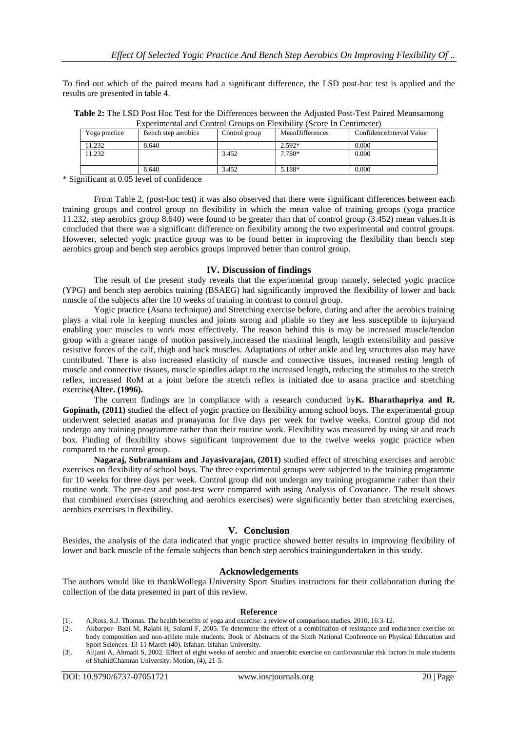To find out which of the paired means had a significant difference, the LSD post-hoc test is applied and the results are presented in table 4.

**Table 2:** The LSD Post Hoc Test for the Differences between the Adjusted Post-Test Paired Meansamong Experimental and Control Groups on Flexibility (Score In Centimeter)

| Yoga practice | Bench step aerobics | Control group | MeanDifferences | ConfidenceInterval Value |
|---|---|---|---|---|
| 11.232 | 8.640 | | 2.592* | 0.000 |
| 11.232 | | 3.452 | 7.780* | 0.000 |
| | 8.640 | 3.452 | 5.188* | 0.000 |

* Significant at 0.05 level of confidence

From Table 2, (post-hoc test) it was also observed that there were significant differences between each training groups and control group on flexibility in which the mean value of training groups (yoga practice 11.232, step aerobics group 8.640) were found to be greater than that of control group (3.452) mean values.It is concluded that there was a significant difference on flexibility among the two experimental and control groups. However, selected yogic practice group was to be found better in improving the flexibility than bench step aerobics group and bench step aerobics groups improved better than control group.

## IV. Discussion of findings

The result of the present study reveals that the experimental group namely, selected yogic practice (YPG) and bench step aerobics training (BSAEG) had significantly improved the flexibility of lower and back muscle of the subjects after the 10 weeks of training in contrast to control group.

Yogic practice (Asana technique) and Stretching exercise before, during and after the aerobics training plays a vital role in keeping muscles and joints strong and pliable so they are less susceptible to injuryand enabling your muscles to work most effectively. The reason behind this is may be increased muscle/tendon group with a greater range of motion passively,increased the maximal length, length extensibility and passive resistive forces of the calf, thigh and back muscles. Adaptations of other ankle and leg structures also may have contributed. There is also increased elasticity of muscle and connective tissues, increased resting length of muscle and connective tissues, muscle spindles adapt to the increased length, reducing the stimulus to the stretch reflex, increased RoM at a joint before the stretch reflex is initiated due to asana practice and stretching exercise**(Alter. (1996).**

The current findings are in compliance with a research conducted by**K. Bharathapriya and R. Gopinath, (2011)** studied the effect of yogic practice on flexibility among school boys. The experimental group underwent selected asanas and pranayama for five days per week for twelve weeks. Control group did not undergo any training programme rather than their routine work. Flexibility was measured by using sit and reach box. Finding of flexibility shows significant improvement due to the twelve weeks yogic practice when compared to the control group.

**Nagaraj, Subramaniam and Jayasivarajan, (2011)** studied effect of stretching exercises and aerobic exercises on flexibility of school boys. The three experimental groups were subjected to the training programme for 10 weeks for three days per week. Control group did not undergo any training programme rather than their routine work. The pre-test and post-test were compared with using Analysis of Covariance. The result shows that combined exercises (stretching and aerobics exercises) were significantly better than stretching exercises, aerobics exercises in flexibility.

## V. Conclusion

Besides, the analysis of the data indicated that yogic practice showed better results in improving flexibility of lower and back muscle of the female subjects than bench step aerobics trainingundertaken in this study.

## Acknowledgements

The authors would like to thankWollega University Sport Studies instructors for their collaboration during the collection of the data presented in part of this review.

## Reference

[1]. A,Ross, S.J. Thomas. The health benefits of yoga and exercise: a review of comparison studies. 2010, 16:3-12.

[2]. Akbarpor- Bani M, Rajabi H, Salami F, 2005. To determine the effect of a combination of resistance and endurance exercise on body composition and non-athlete male students. Book of Abstracts of the Sixth National Conference on Physical Education and Sport Sciences. 13-11 March (40). Isfahan: Isfahan University.

[3]. Alijani A, Ahmadi S, 2002. Effect of eight weeks of aerobic and anaerobic exercise on cardiovascular risk factors in male students of ShahidChamran University. Motion, (4), 21-5.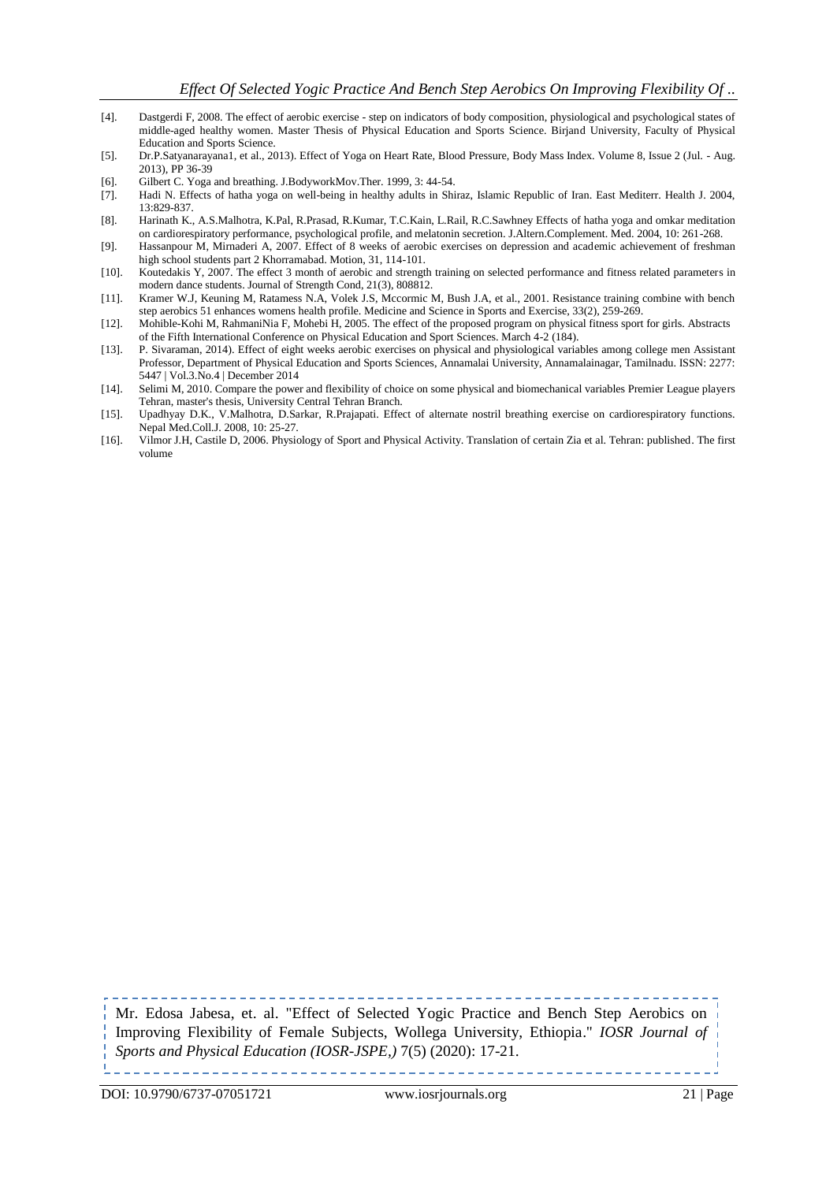[4]. Dastgerdi F, 2008. The effect of aerobic exercise - step on indicators of body composition, physiological and psychological states of middle-aged healthy women. Master Thesis of Physical Education and Sports Science. Birjand University, Faculty of Physical Education and Sports Science.

[5]. Dr.P.Satyanarayana1, et al., 2013). Effect of Yoga on Heart Rate, Blood Pressure, Body Mass Index. Volume 8, Issue 2 (Jul. - Aug. 2013), PP 36-39

[6]. Gilbert C. Yoga and breathing. J.BodyworkMov.Ther. 1999, 3: 44-54.

[7]. Hadi N. Effects of hatha yoga on well-being in healthy adults in Shiraz, Islamic Republic of Iran. East Mediterr. Health J. 2004, 13:829-837.

[8]. Harinath K., A.S.Malhotra, K.Pal, R.Prasad, R.Kumar, T.C.Kain, L.Rail, R.C.Sawhney Effects of hatha yoga and omkar meditation on cardiorespiratory performance, psychological profile, and melatonin secretion. J.Altern.Complement. Med. 2004, 10: 261-268.

[9]. Hassanpour M, Mirnaderi A, 2007. Effect of 8 weeks of aerobic exercises on depression and academic achievement of freshman high school students part 2 Khorramabad. Motion, 31, 114-101.

[10]. Koutedakis Y, 2007. The effect 3 month of aerobic and strength training on selected performance and fitness related parameters in modern dance students. Journal of Strength Cond, 21(3), 808812.

[11]. Kramer W.J, Keuning M, Ratamess N.A, Volek J.S, Mccormic M, Bush J.A, et al., 2001. Resistance training combine with bench step aerobics 51 enhances womens health profile. Medicine and Science in Sports and Exercise, 33(2), 259-269.

[12]. Mohible-Kohi M, RahmaniNia F, Mohebi H, 2005. The effect of the proposed program on physical fitness sport for girls. Abstracts of the Fifth International Conference on Physical Education and Sport Sciences. March 4-2 (184).

[13]. P. Sivaraman, 2014). Effect of eight weeks aerobic exercises on physical and physiological variables among college men Assistant Professor, Department of Physical Education and Sports Sciences, Annamalai University, Annamalainagar, Tamilnadu. ISSN: 2277: 5447 | Vol.3.No.4 | December 2014

[14]. Selimi M, 2010. Compare the power and flexibility of choice on some physical and biomechanical variables Premier League players Tehran, master's thesis, University Central Tehran Branch.

[15]. Upadhyay D.K., V.Malhotra, D.Sarkar, R.Prajapati. Effect of alternate nostril breathing exercise on cardiorespiratory functions. Nepal Med.Coll.J. 2008, 10: 25-27.

[16]. Vilmor J.H, Castile D, 2006. Physiology of Sport and Physical Activity. Translation of certain Zia et al. Tehran: published. The first volume

Mr. Edosa Jabesa, et. al. "Effect of Selected Yogic Practice and Bench Step Aerobics on Improving Flexibility of Female Subjects, Wollega University, Ethiopia." *IOSR Journal of Sports and Physical Education (IOSR-JSPE,)* 7(5) (2020): 17-21.